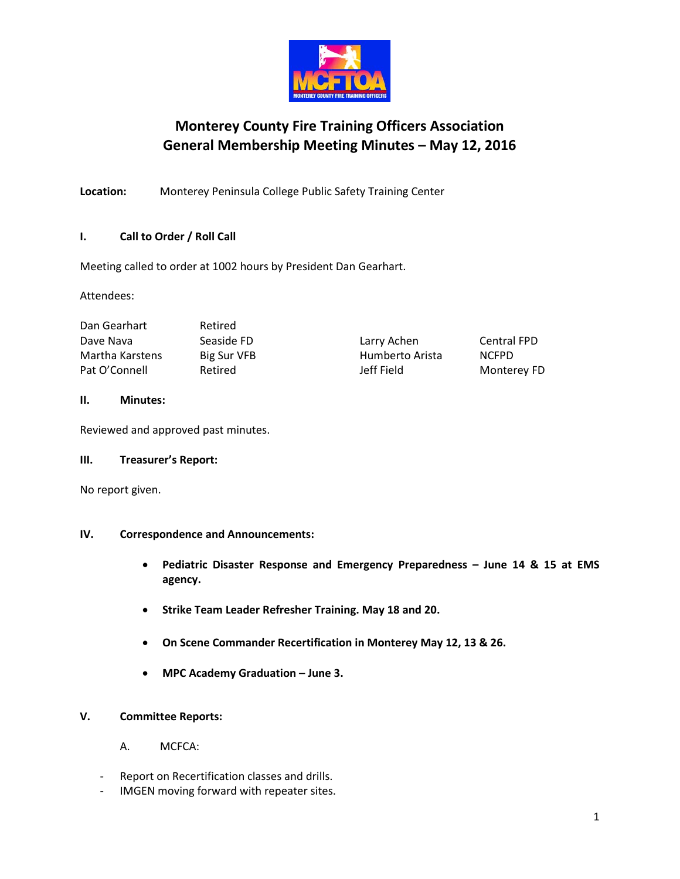# Monterey County Fire Training Officers Association
## General Membership Meeting Minutes – May 12, 2016

**Location:** Monterey Peninsula College Public Safety Training Center

### I. Call to Order / Roll Call

Meeting called to order at 1002 hours by President Dan Gearhart.

Attendees:

| | | | |
|---|---|---|---|
| Dan Gearhart | Retired | | |
| Dave Nava | Seaside FD | Larry Achen | Central FPD |
| Martha Karstens | Big Sur VFB | Humberto Arista | NCFPD |
| Pat O'Connell | Retired | Jeff Field | Monterey FD |

### II. Minutes:

Reviewed and approved past minutes.

### III. Treasurer's Report:

No report given.

### IV. Correspondence and Announcements:

- **Pediatric Disaster Response and Emergency Preparedness – June 14 & 15 at EMS agency.**
- **Strike Team Leader Refresher Training. May 18 and 20.**
- **On Scene Commander Recertification in Monterey May 12, 13 & 26.**
- **MPC Academy Graduation – June 3.**

### V. Committee Reports:

A. MCFCA:

- Report on Recertification classes and drills.
- IMGEN moving forward with repeater sites.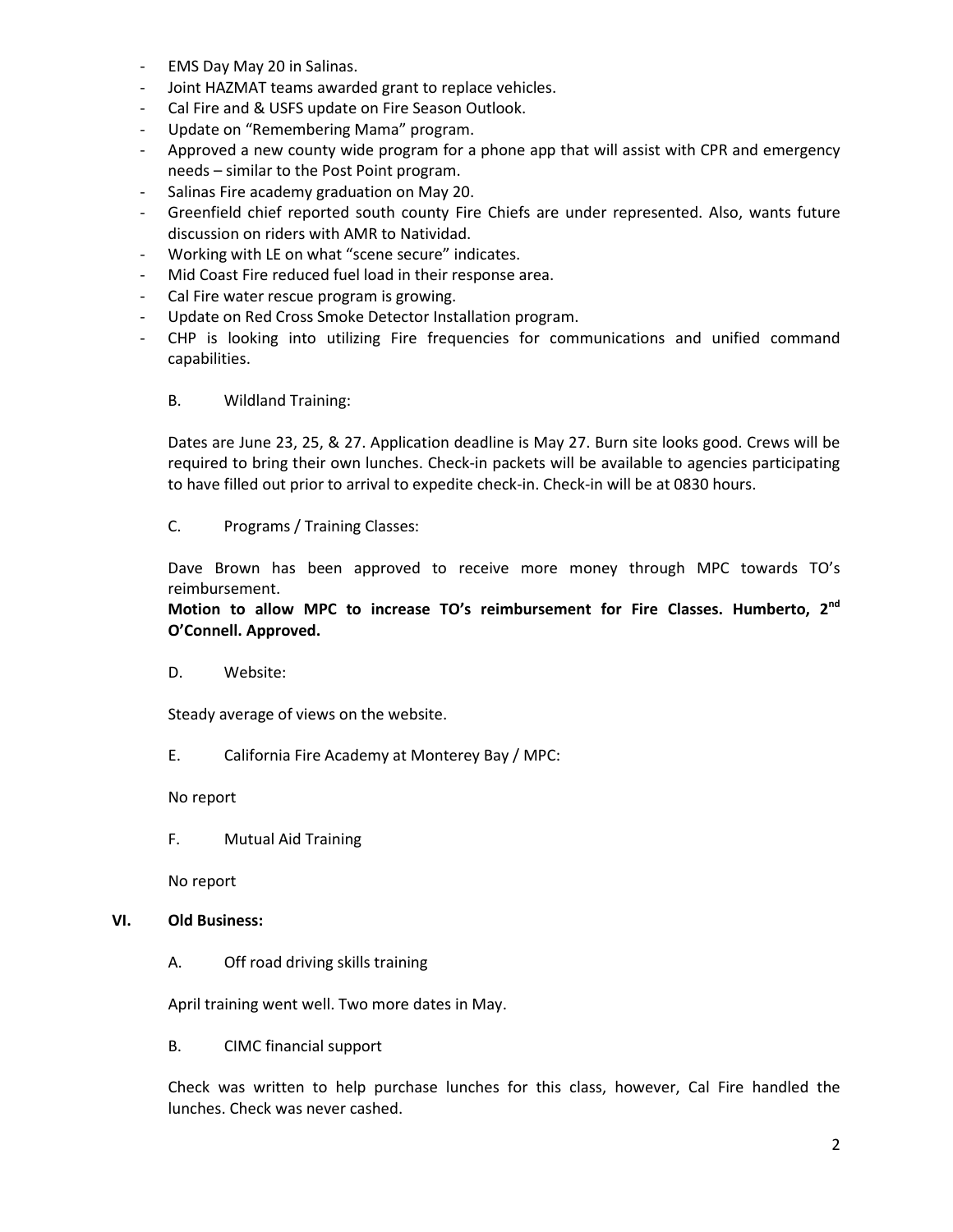- EMS Day May 20 in Salinas.
- Joint HAZMAT teams awarded grant to replace vehicles.
- Cal Fire and & USFS update on Fire Season Outlook.
- Update on "Remembering Mama" program.
- Approved a new county wide program for a phone app that will assist with CPR and emergency needs – similar to the Post Point program.
- Salinas Fire academy graduation on May 20.
- Greenfield chief reported south county Fire Chiefs are under represented. Also, wants future discussion on riders with AMR to Natividad.
- Working with LE on what "scene secure" indicates.
- Mid Coast Fire reduced fuel load in their response area.
- Cal Fire water rescue program is growing.
- Update on Red Cross Smoke Detector Installation program.
- CHP is looking into utilizing Fire frequencies for communications and unified command capabilities.

B. Wildland Training:

Dates are June 23, 25, & 27. Application deadline is May 27. Burn site looks good. Crews will be required to bring their own lunches. Check-in packets will be available to agencies participating to have filled out prior to arrival to expedite check-in. Check-in will be at 0830 hours.

C. Programs / Training Classes:

Dave Brown has been approved to receive more money through MPC towards TO's reimbursement.

**Motion to allow MPC to increase TO's reimbursement for Fire Classes. Humberto, 2nd O'Connell. Approved.**

D. Website:

Steady average of views on the website.

E. California Fire Academy at Monterey Bay / MPC:

No report

F. Mutual Aid Training

No report

## VI. Old Business:

A. Off road driving skills training

April training went well. Two more dates in May.

B. CIMC financial support

Check was written to help purchase lunches for this class, however, Cal Fire handled the lunches. Check was never cashed.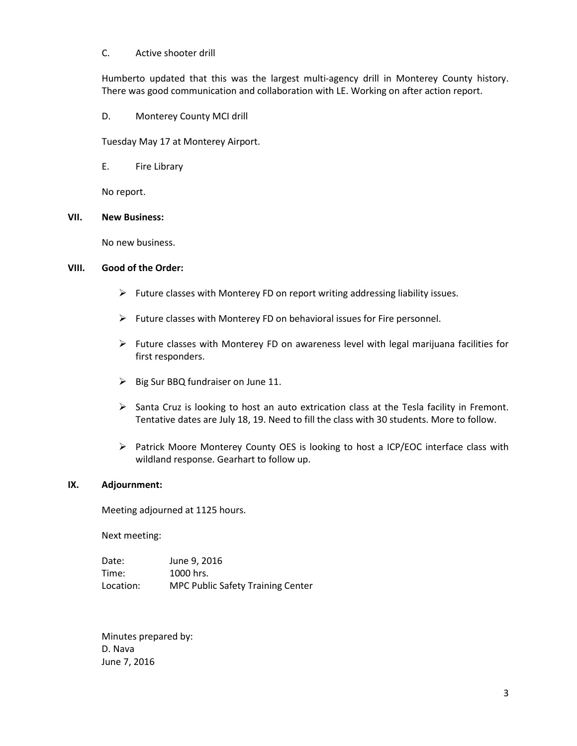C. Active shooter drill

Humberto updated that this was the largest multi-agency drill in Monterey County history. There was good communication and collaboration with LE. Working on after action report.

D. Monterey County MCI drill

Tuesday May 17 at Monterey Airport.

E. Fire Library

No report.

## VII. New Business:

No new business.

## VIII. Good of the Order:

- Future classes with Monterey FD on report writing addressing liability issues.
- Future classes with Monterey FD on behavioral issues for Fire personnel.
- Future classes with Monterey FD on awareness level with legal marijuana facilities for first responders.
- Big Sur BBQ fundraiser on June 11.
- Santa Cruz is looking to host an auto extrication class at the Tesla facility in Fremont. Tentative dates are July 18, 19. Need to fill the class with 30 students. More to follow.
- Patrick Moore Monterey County OES is looking to host a ICP/EOC interface class with wildland response. Gearhart to follow up.

## IX. Adjournment:

Meeting adjourned at 1125 hours.

Next meeting:

Date: June 9, 2016
Time: 1000 hrs.
Location: MPC Public Safety Training Center

Minutes prepared by:
D. Nava
June 7, 2016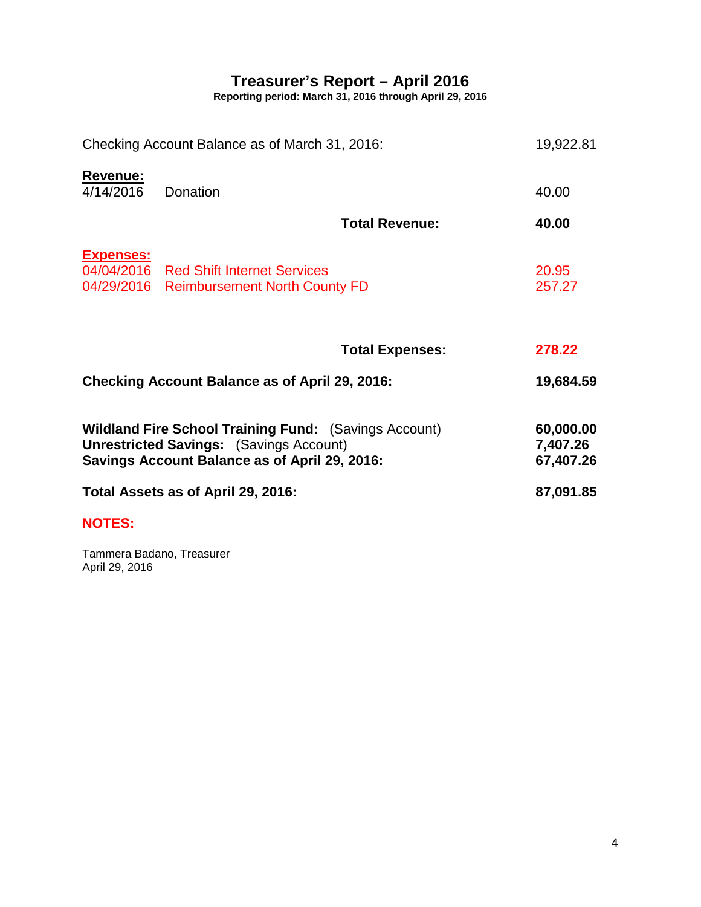# Treasurer's Report – April 2016

**Reporting period: March 31, 2016 through April 29, 2016**

| | | |
|---|---|---|
| Checking Account Balance as of March 31, 2016: | | 19,922.81 |
| **Revenue:** | | |
| 4/14/2016 | Donation | 40.00 |
| | **Total Revenue:** | **40.00** |
| **Expenses:** | | |
| 04/04/2016 | Red Shift Internet Services | 20.95 |
| 04/29/2016 | Reimbursement North County FD | 257.27 |
| | **Total Expenses:** | **278.22** |
| **Checking Account Balance as of April 29, 2016:** | | **19,684.59** |
| **Wildland Fire School Training Fund:** (Savings Account) | | **60,000.00** |
| **Unrestricted Savings:** (Savings Account) | | **7,407.26** |
| **Savings Account Balance as of April 29, 2016:** | | **67,407.26** |
| **Total Assets as of April 29, 2016:** | | **87,091.85** |

**NOTES:**

Tammera Badano, Treasurer
April 29, 2016